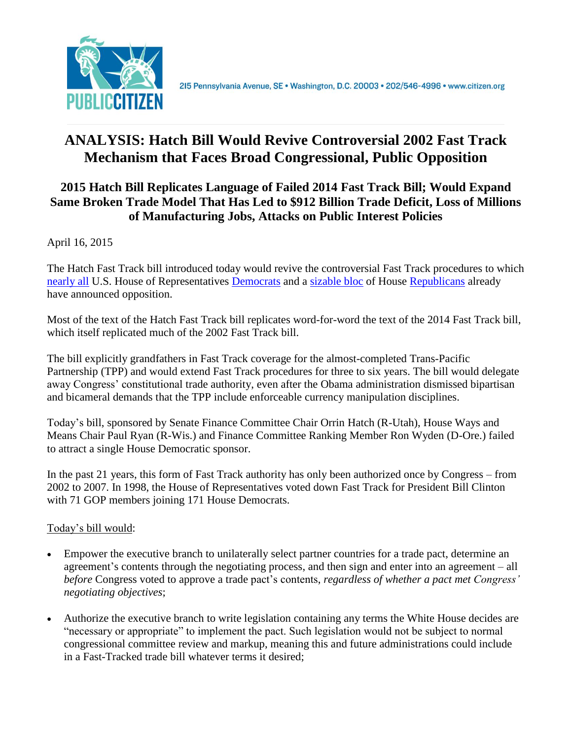215 Pennsylvania Avenue, SE • Washington, D.C. 20003 • 202/546-4996 • www.citizen.org

# ANALYSIS: Hatch Bill Would Revive Controversial 2002 Fast Track Mechanism that Faces Broad Congressional, Public Opposition

## 2015 Hatch Bill Replicates Language of Failed 2014 Fast Track Bill; Would Expand Same Broken Trade Model That Has Led to $912 Billion Trade Deficit, Loss of Millions of Manufacturing Jobs, Attacks on Public Interest Policies

April 16, 2015

The Hatch Fast Track bill introduced today would revive the controversial Fast Track procedures to which nearly all U.S. House of Representatives Democrats and a sizable bloc of House Republicans already have announced opposition.

Most of the text of the Hatch Fast Track bill replicates word-for-word the text of the 2014 Fast Track bill, which itself replicated much of the 2002 Fast Track bill.

The bill explicitly grandfathers in Fast Track coverage for the almost-completed Trans-Pacific Partnership (TPP) and would extend Fast Track procedures for three to six years. The bill would delegate away Congress' constitutional trade authority, even after the Obama administration dismissed bipartisan and bicameral demands that the TPP include enforceable currency manipulation disciplines.

Today's bill, sponsored by Senate Finance Committee Chair Orrin Hatch (R-Utah), House Ways and Means Chair Paul Ryan (R-Wis.) and Finance Committee Ranking Member Ron Wyden (D-Ore.) failed to attract a single House Democratic sponsor.

In the past 21 years, this form of Fast Track authority has only been authorized once by Congress – from 2002 to 2007. In 1998, the House of Representatives voted down Fast Track for President Bill Clinton with 71 GOP members joining 171 House Democrats.

Today's bill would:

- Empower the executive branch to unilaterally select partner countries for a trade pact, determine an agreement's contents through the negotiating process, and then sign and enter into an agreement – all *before* Congress voted to approve a trade pact's contents, *regardless of whether a pact met Congress' negotiating objectives*;
- Authorize the executive branch to write legislation containing any terms the White House decides are "necessary or appropriate" to implement the pact. Such legislation would not be subject to normal congressional committee review and markup, meaning this and future administrations could include in a Fast-Tracked trade bill whatever terms it desired;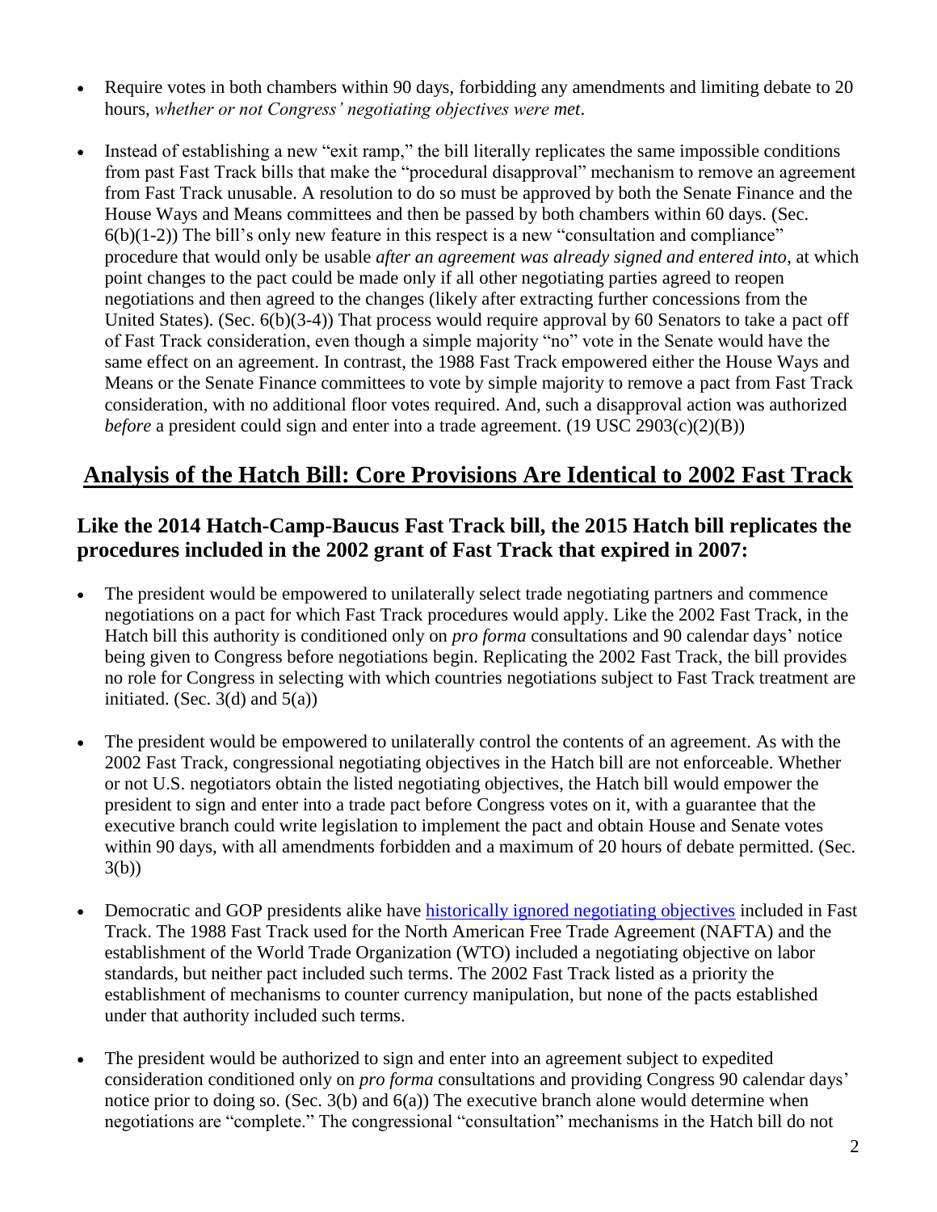- Require votes in both chambers within 90 days, forbidding any amendments and limiting debate to 20 hours, *whether or not Congress' negotiating objectives were met*.

- Instead of establishing a new "exit ramp," the bill literally replicates the same impossible conditions from past Fast Track bills that make the "procedural disapproval" mechanism to remove an agreement from Fast Track unusable. A resolution to do so must be approved by both the Senate Finance and the House Ways and Means committees and then be passed by both chambers within 60 days. (Sec. 6(b)(1-2)) The bill's only new feature in this respect is a new "consultation and compliance" procedure that would only be usable *after an agreement was already signed and entered into*, at which point changes to the pact could be made only if all other negotiating parties agreed to reopen negotiations and then agreed to the changes (likely after extracting further concessions from the United States). (Sec. 6(b)(3-4)) That process would require approval by 60 Senators to take a pact off of Fast Track consideration, even though a simple majority "no" vote in the Senate would have the same effect on an agreement. In contrast, the 1988 Fast Track empowered either the House Ways and Means or the Senate Finance committees to vote by simple majority to remove a pact from Fast Track consideration, with no additional floor votes required. And, such a disapproval action was authorized *before* a president could sign and enter into a trade agreement. (19 USC 2903(c)(2)(B))

## Analysis of the Hatch Bill: Core Provisions Are Identical to 2002 Fast Track

### Like the 2014 Hatch-Camp-Baucus Fast Track bill, the 2015 Hatch bill replicates the procedures included in the 2002 grant of Fast Track that expired in 2007:

- The president would be empowered to unilaterally select trade negotiating partners and commence negotiations on a pact for which Fast Track procedures would apply. Like the 2002 Fast Track, in the Hatch bill this authority is conditioned only on *pro forma* consultations and 90 calendar days' notice being given to Congress before negotiations begin. Replicating the 2002 Fast Track, the bill provides no role for Congress in selecting with which countries negotiations subject to Fast Track treatment are initiated. (Sec. 3(d) and 5(a))

- The president would be empowered to unilaterally control the contents of an agreement. As with the 2002 Fast Track, congressional negotiating objectives in the Hatch bill are not enforceable. Whether or not U.S. negotiators obtain the listed negotiating objectives, the Hatch bill would empower the president to sign and enter into a trade pact before Congress votes on it, with a guarantee that the executive branch could write legislation to implement the pact and obtain House and Senate votes within 90 days, with all amendments forbidden and a maximum of 20 hours of debate permitted. (Sec. 3(b))

- Democratic and GOP presidents alike have [historically ignored negotiating objectives]() included in Fast Track. The 1988 Fast Track used for the North American Free Trade Agreement (NAFTA) and the establishment of the World Trade Organization (WTO) included a negotiating objective on labor standards, but neither pact included such terms. The 2002 Fast Track listed as a priority the establishment of mechanisms to counter currency manipulation, but none of the pacts established under that authority included such terms.

- The president would be authorized to sign and enter into an agreement subject to expedited consideration conditioned only on *pro forma* consultations and providing Congress 90 calendar days' notice prior to doing so. (Sec. 3(b) and 6(a)) The executive branch alone would determine when negotiations are "complete." The congressional "consultation" mechanisms in the Hatch bill do not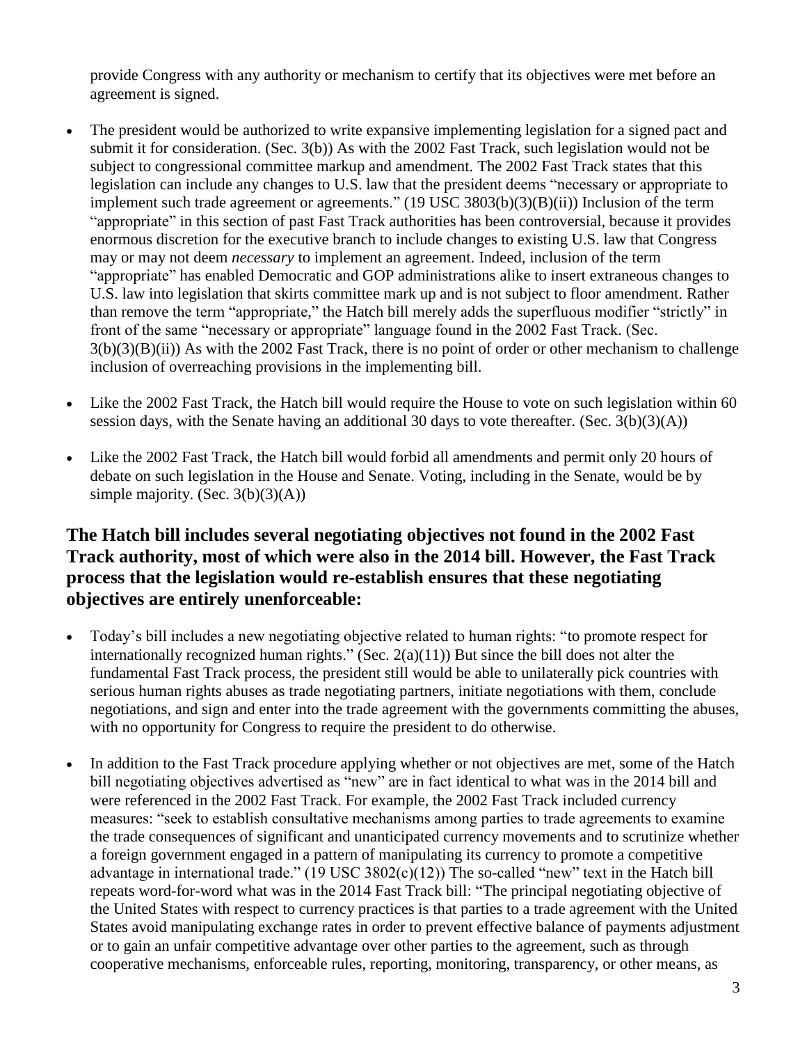provide Congress with any authority or mechanism to certify that its objectives were met before an agreement is signed.

- The president would be authorized to write expansive implementing legislation for a signed pact and submit it for consideration. (Sec. 3(b)) As with the 2002 Fast Track, such legislation would not be subject to congressional committee markup and amendment. The 2002 Fast Track states that this legislation can include any changes to U.S. law that the president deems "necessary or appropriate to implement such trade agreement or agreements." (19 USC 3803(b)(3)(B)(ii)) Inclusion of the term "appropriate" in this section of past Fast Track authorities has been controversial, because it provides enormous discretion for the executive branch to include changes to existing U.S. law that Congress may or may not deem *necessary* to implement an agreement. Indeed, inclusion of the term "appropriate" has enabled Democratic and GOP administrations alike to insert extraneous changes to U.S. law into legislation that skirts committee mark up and is not subject to floor amendment. Rather than remove the term "appropriate," the Hatch bill merely adds the superfluous modifier "strictly" in front of the same "necessary or appropriate" language found in the 2002 Fast Track. (Sec. 3(b)(3)(B)(ii)) As with the 2002 Fast Track, there is no point of order or other mechanism to challenge inclusion of overreaching provisions in the implementing bill.

- Like the 2002 Fast Track, the Hatch bill would require the House to vote on such legislation within 60 session days, with the Senate having an additional 30 days to vote thereafter. (Sec. 3(b)(3)(A))

- Like the 2002 Fast Track, the Hatch bill would forbid all amendments and permit only 20 hours of debate on such legislation in the House and Senate. Voting, including in the Senate, would be by simple majority. (Sec. 3(b)(3)(A))

## The Hatch bill includes several negotiating objectives not found in the 2002 Fast Track authority, most of which were also in the 2014 bill. However, the Fast Track process that the legislation would re-establish ensures that these negotiating objectives are entirely unenforceable:

- Today's bill includes a new negotiating objective related to human rights: "to promote respect for internationally recognized human rights." (Sec. 2(a)(11)) But since the bill does not alter the fundamental Fast Track process, the president still would be able to unilaterally pick countries with serious human rights abuses as trade negotiating partners, initiate negotiations with them, conclude negotiations, and sign and enter into the trade agreement with the governments committing the abuses, with no opportunity for Congress to require the president to do otherwise.

- In addition to the Fast Track procedure applying whether or not objectives are met, some of the Hatch bill negotiating objectives advertised as "new" are in fact identical to what was in the 2014 bill and were referenced in the 2002 Fast Track. For example, the 2002 Fast Track included currency measures: "seek to establish consultative mechanisms among parties to trade agreements to examine the trade consequences of significant and unanticipated currency movements and to scrutinize whether a foreign government engaged in a pattern of manipulating its currency to promote a competitive advantage in international trade." (19 USC 3802(c)(12)) The so-called "new" text in the Hatch bill repeats word-for-word what was in the 2014 Fast Track bill: "The principal negotiating objective of the United States with respect to currency practices is that parties to a trade agreement with the United States avoid manipulating exchange rates in order to prevent effective balance of payments adjustment or to gain an unfair competitive advantage over other parties to the agreement, such as through cooperative mechanisms, enforceable rules, reporting, monitoring, transparency, or other means, as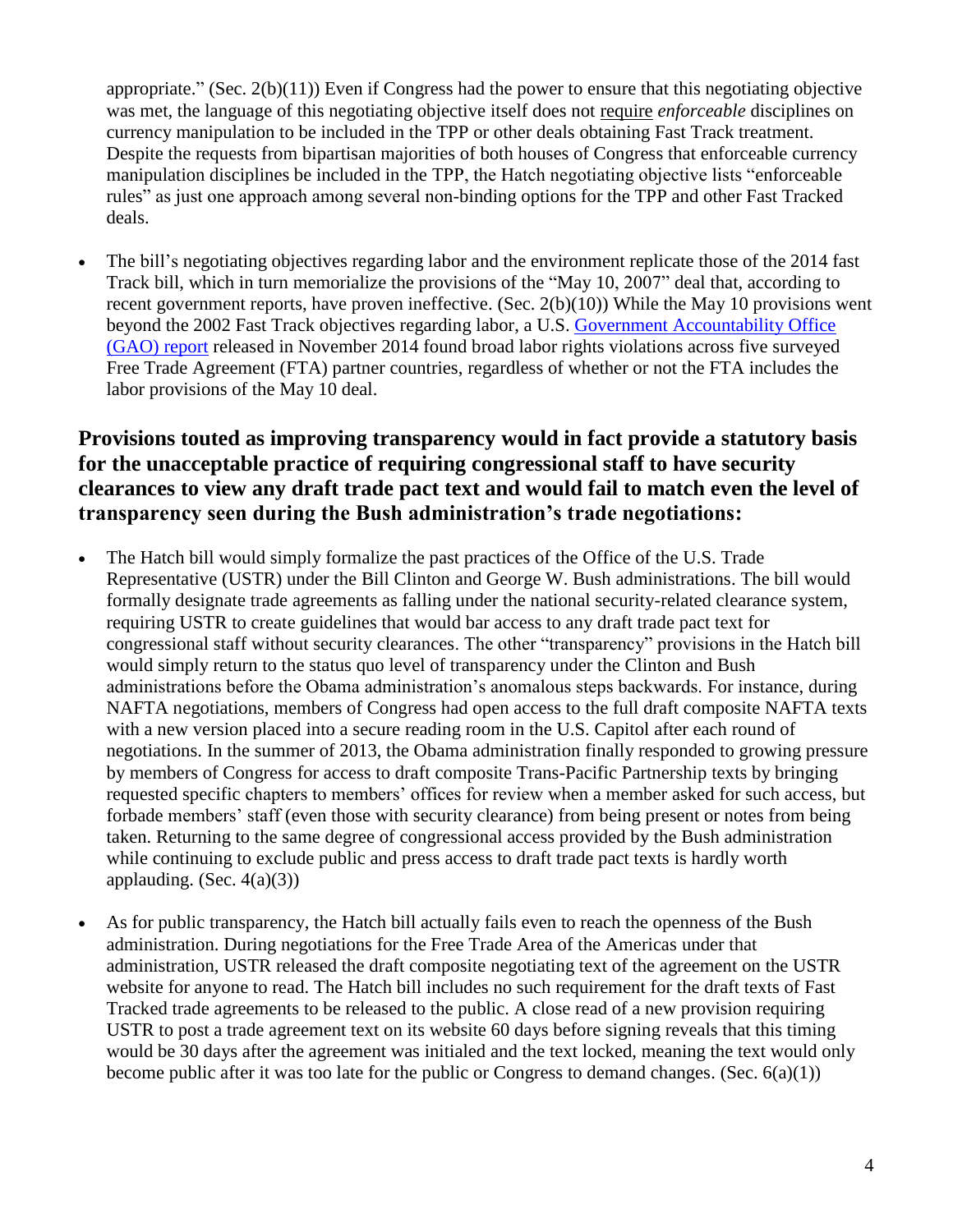appropriate." (Sec. 2(b)(11)) Even if Congress had the power to ensure that this negotiating objective was met, the language of this negotiating objective itself does not require *enforceable* disciplines on currency manipulation to be included in the TPP or other deals obtaining Fast Track treatment. Despite the requests from bipartisan majorities of both houses of Congress that enforceable currency manipulation disciplines be included in the TPP, the Hatch negotiating objective lists "enforceable rules" as just one approach among several non-binding options for the TPP and other Fast Tracked deals.

- The bill's negotiating objectives regarding labor and the environment replicate those of the 2014 fast Track bill, which in turn memorialize the provisions of the "May 10, 2007" deal that, according to recent government reports, have proven ineffective. (Sec. 2(b)(10)) While the May 10 provisions went beyond the 2002 Fast Track objectives regarding labor, a U.S. Government Accountability Office (GAO) report released in November 2014 found broad labor rights violations across five surveyed Free Trade Agreement (FTA) partner countries, regardless of whether or not the FTA includes the labor provisions of the May 10 deal.

### Provisions touted as improving transparency would in fact provide a statutory basis for the unacceptable practice of requiring congressional staff to have security clearances to view any draft trade pact text and would fail to match even the level of transparency seen during the Bush administration's trade negotiations:

- The Hatch bill would simply formalize the past practices of the Office of the U.S. Trade Representative (USTR) under the Bill Clinton and George W. Bush administrations. The bill would formally designate trade agreements as falling under the national security-related clearance system, requiring USTR to create guidelines that would bar access to any draft trade pact text for congressional staff without security clearances. The other "transparency" provisions in the Hatch bill would simply return to the status quo level of transparency under the Clinton and Bush administrations before the Obama administration's anomalous steps backwards. For instance, during NAFTA negotiations, members of Congress had open access to the full draft composite NAFTA texts with a new version placed into a secure reading room in the U.S. Capitol after each round of negotiations. In the summer of 2013, the Obama administration finally responded to growing pressure by members of Congress for access to draft composite Trans-Pacific Partnership texts by bringing requested specific chapters to members' offices for review when a member asked for such access, but forbade members' staff (even those with security clearance) from being present or notes from being taken. Returning to the same degree of congressional access provided by the Bush administration while continuing to exclude public and press access to draft trade pact texts is hardly worth applauding. (Sec. 4(a)(3))

- As for public transparency, the Hatch bill actually fails even to reach the openness of the Bush administration. During negotiations for the Free Trade Area of the Americas under that administration, USTR released the draft composite negotiating text of the agreement on the USTR website for anyone to read. The Hatch bill includes no such requirement for the draft texts of Fast Tracked trade agreements to be released to the public. A close read of a new provision requiring USTR to post a trade agreement text on its website 60 days before signing reveals that this timing would be 30 days after the agreement was initialed and the text locked, meaning the text would only become public after it was too late for the public or Congress to demand changes. (Sec. 6(a)(1))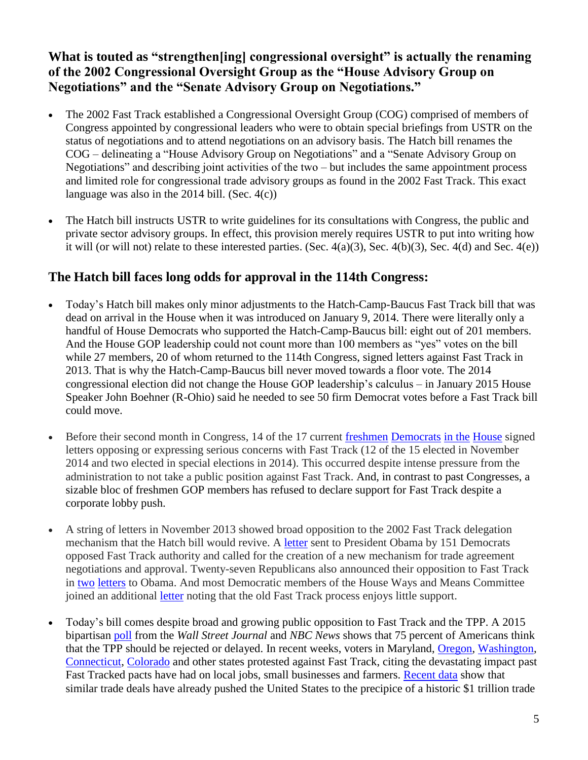### What is touted as "strengthen[ing] congressional oversight" is actually the renaming of the 2002 Congressional Oversight Group as the "House Advisory Group on Negotiations" and the "Senate Advisory Group on Negotiations."

- The 2002 Fast Track established a Congressional Oversight Group (COG) comprised of members of Congress appointed by congressional leaders who were to obtain special briefings from USTR on the status of negotiations and to attend negotiations on an advisory basis. The Hatch bill renames the COG – delineating a "House Advisory Group on Negotiations" and a "Senate Advisory Group on Negotiations" and describing joint activities of the two – but includes the same appointment process and limited role for congressional trade advisory groups as found in the 2002 Fast Track. This exact language was also in the 2014 bill. (Sec. 4(c))

- The Hatch bill instructs USTR to write guidelines for its consultations with Congress, the public and private sector advisory groups. In effect, this provision merely requires USTR to put into writing how it will (or will not) relate to these interested parties. (Sec. 4(a)(3), Sec. 4(b)(3), Sec. 4(d) and Sec. 4(e))

## The Hatch bill faces long odds for approval in the 114th Congress:

- Today's Hatch bill makes only minor adjustments to the Hatch-Camp-Baucus Fast Track bill that was dead on arrival in the House when it was introduced on January 9, 2014. There were literally only a handful of House Democrats who supported the Hatch-Camp-Baucus bill: eight out of 201 members. And the House GOP leadership could not count more than 100 members as "yes" votes on the bill while 27 members, 20 of whom returned to the 114th Congress, signed letters against Fast Track in 2013. That is why the Hatch-Camp-Baucus bill never moved towards a floor vote. The 2014 congressional election did not change the House GOP leadership's calculus – in January 2015 House Speaker John Boehner (R-Ohio) said he needed to see 50 firm Democrat votes before a Fast Track bill could move.

- Before their second month in Congress, 14 of the 17 current freshmen Democrats in the House signed letters opposing or expressing serious concerns with Fast Track (12 of the 15 elected in November 2014 and two elected in special elections in 2014). This occurred despite intense pressure from the administration to not take a public position against Fast Track. And, in contrast to past Congresses, a sizable bloc of freshmen GOP members has refused to declare support for Fast Track despite a corporate lobby push.

- A string of letters in November 2013 showed broad opposition to the 2002 Fast Track delegation mechanism that the Hatch bill would revive. A letter sent to President Obama by 151 Democrats opposed Fast Track authority and called for the creation of a new mechanism for trade agreement negotiations and approval. Twenty-seven Republicans also announced their opposition to Fast Track in two letters to Obama. And most Democratic members of the House Ways and Means Committee joined an additional letter noting that the old Fast Track process enjoys little support.

- Today's bill comes despite broad and growing public opposition to Fast Track and the TPP. A 2015 bipartisan poll from the *Wall Street Journal* and *NBC News* shows that 75 percent of Americans think that the TPP should be rejected or delayed. In recent weeks, voters in Maryland, Oregon, Washington, Connecticut, Colorado and other states protested against Fast Track, citing the devastating impact past Fast Tracked pacts have had on local jobs, small businesses and farmers. Recent data show that similar trade deals have already pushed the United States to the precipice of a historic $1 trillion trade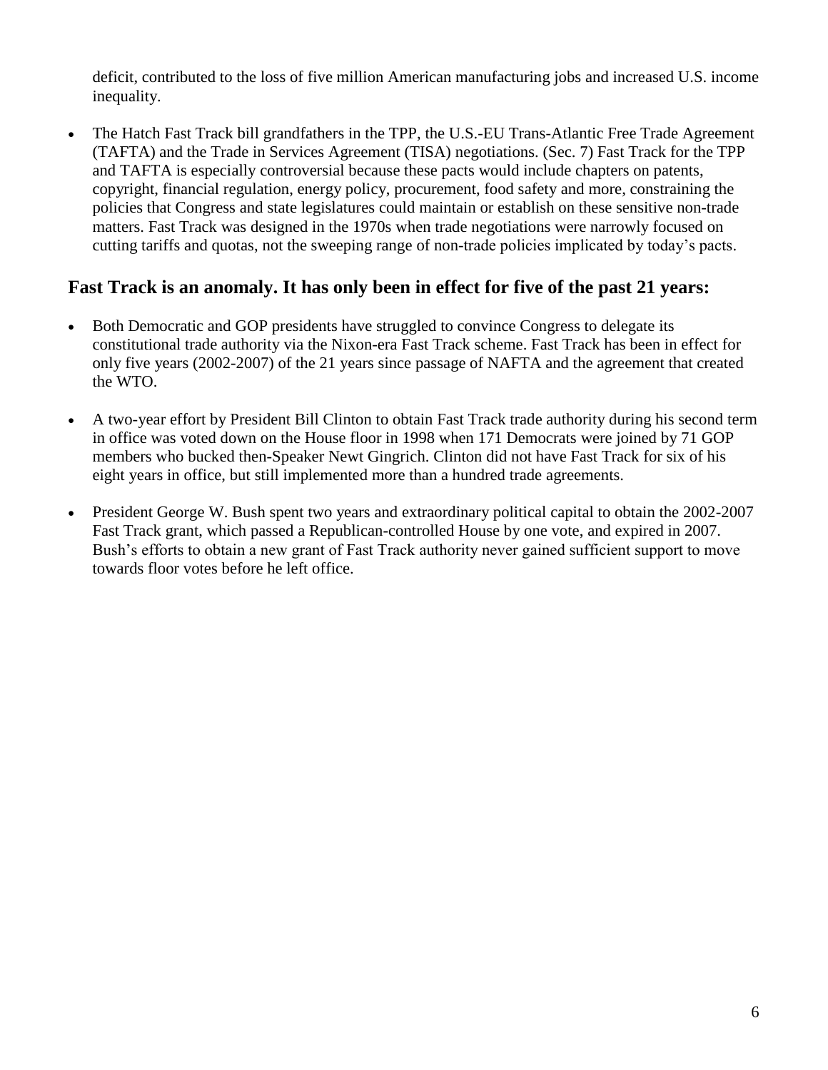deficit, contributed to the loss of five million American manufacturing jobs and increased U.S. income inequality.

- The Hatch Fast Track bill grandfathers in the TPP, the U.S.-EU Trans-Atlantic Free Trade Agreement (TAFTA) and the Trade in Services Agreement (TISA) negotiations. (Sec. 7) Fast Track for the TPP and TAFTA is especially controversial because these pacts would include chapters on patents, copyright, financial regulation, energy policy, procurement, food safety and more, constraining the policies that Congress and state legislatures could maintain or establish on these sensitive non-trade matters. Fast Track was designed in the 1970s when trade negotiations were narrowly focused on cutting tariffs and quotas, not the sweeping range of non-trade policies implicated by today's pacts.

## Fast Track is an anomaly. It has only been in effect for five of the past 21 years:

- Both Democratic and GOP presidents have struggled to convince Congress to delegate its constitutional trade authority via the Nixon-era Fast Track scheme. Fast Track has been in effect for only five years (2002-2007) of the 21 years since passage of NAFTA and the agreement that created the WTO.

- A two-year effort by President Bill Clinton to obtain Fast Track trade authority during his second term in office was voted down on the House floor in 1998 when 171 Democrats were joined by 71 GOP members who bucked then-Speaker Newt Gingrich. Clinton did not have Fast Track for six of his eight years in office, but still implemented more than a hundred trade agreements.

- President George W. Bush spent two years and extraordinary political capital to obtain the 2002-2007 Fast Track grant, which passed a Republican-controlled House by one vote, and expired in 2007. Bush's efforts to obtain a new grant of Fast Track authority never gained sufficient support to move towards floor votes before he left office.